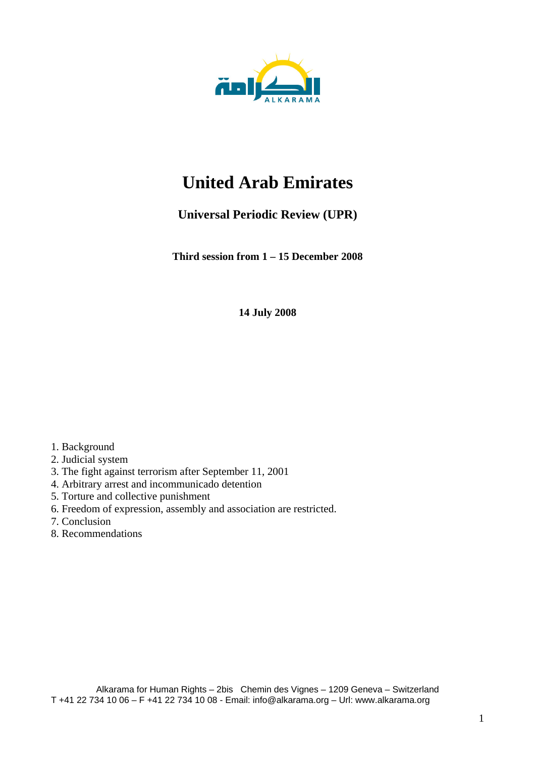# United Arab Emirates

## Universal Periodic Review (UPR)

**Third session from 1 – 15 December 2008**

**14 July 2008**

1. Background
2. Judicial system
3. The fight against terrorism after September 11, 2001
4. Arbitrary arrest and incommunicado detention
5. Torture and collective punishment
6. Freedom of expression, assembly and association are restricted.
7. Conclusion
8. Recommendations

Alkarama for Human Rights – 2bis Chemin des Vignes – 1209 Geneva – Switzerland
T +41 22 734 10 06 – F +41 22 734 10 08 - Email: info@alkarama.org – Url: www.alkarama.org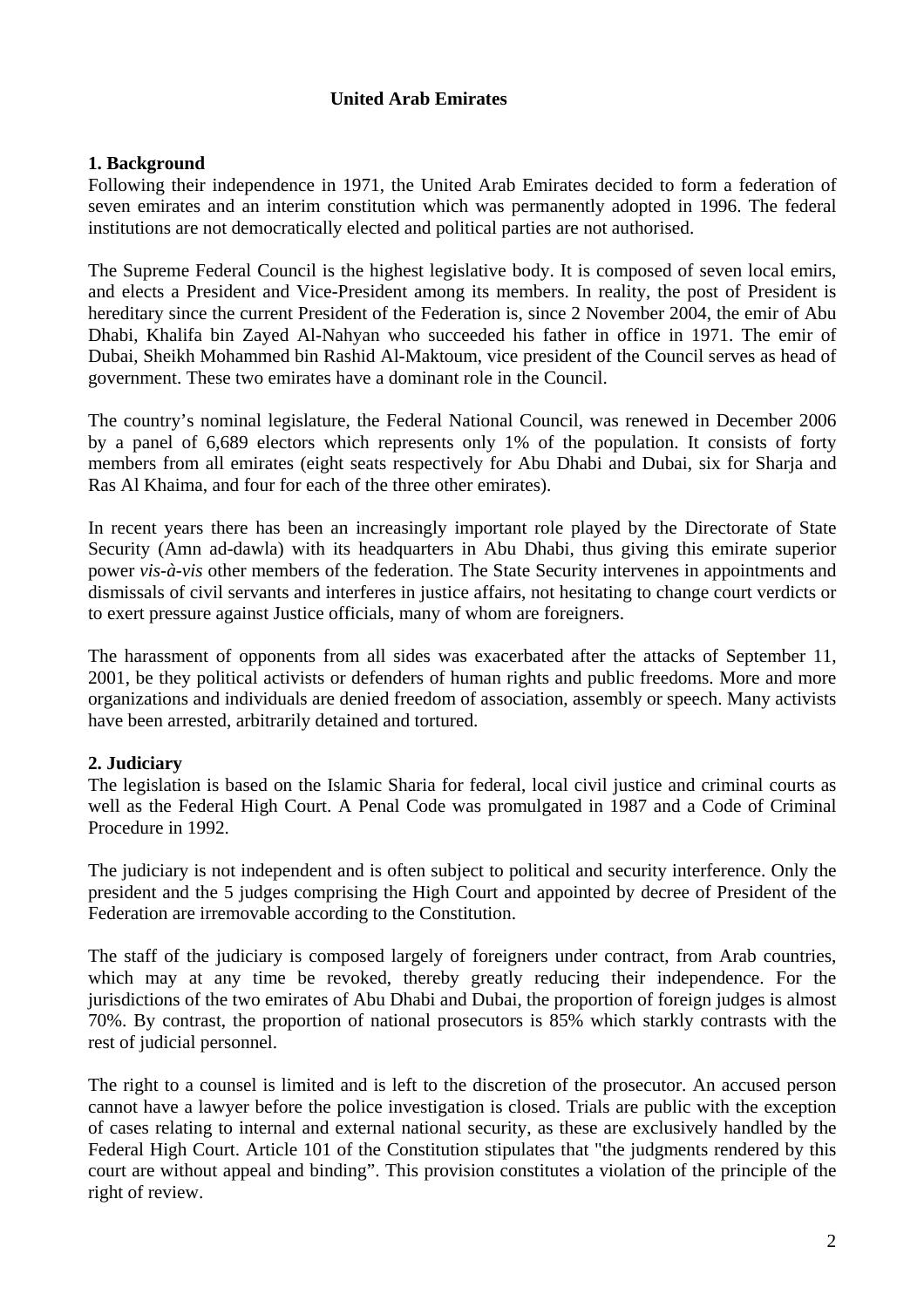# United Arab Emirates

## 1. Background

Following their independence in 1971, the United Arab Emirates decided to form a federation of seven emirates and an interim constitution which was permanently adopted in 1996. The federal institutions are not democratically elected and political parties are not authorised.

The Supreme Federal Council is the highest legislative body. It is composed of seven local emirs, and elects a President and Vice-President among its members. In reality, the post of President is hereditary since the current President of the Federation is, since 2 November 2004, the emir of Abu Dhabi, Khalifa bin Zayed Al-Nahyan who succeeded his father in office in 1971. The emir of Dubai, Sheikh Mohammed bin Rashid Al-Maktoum, vice president of the Council serves as head of government. These two emirates have a dominant role in the Council.

The country's nominal legislature, the Federal National Council, was renewed in December 2006 by a panel of 6,689 electors which represents only 1% of the population. It consists of forty members from all emirates (eight seats respectively for Abu Dhabi and Dubai, six for Sharja and Ras Al Khaima, and four for each of the three other emirates).

In recent years there has been an increasingly important role played by the Directorate of State Security (Amn ad-dawla) with its headquarters in Abu Dhabi, thus giving this emirate superior power *vis-à-vis* other members of the federation. The State Security intervenes in appointments and dismissals of civil servants and interferes in justice affairs, not hesitating to change court verdicts or to exert pressure against Justice officials, many of whom are foreigners.

The harassment of opponents from all sides was exacerbated after the attacks of September 11, 2001, be they political activists or defenders of human rights and public freedoms. More and more organizations and individuals are denied freedom of association, assembly or speech. Many activists have been arrested, arbitrarily detained and tortured.

## 2. Judiciary

The legislation is based on the Islamic Sharia for federal, local civil justice and criminal courts as well as the Federal High Court. A Penal Code was promulgated in 1987 and a Code of Criminal Procedure in 1992.

The judiciary is not independent and is often subject to political and security interference. Only the president and the 5 judges comprising the High Court and appointed by decree of President of the Federation are irremovable according to the Constitution.

The staff of the judiciary is composed largely of foreigners under contract, from Arab countries, which may at any time be revoked, thereby greatly reducing their independence. For the jurisdictions of the two emirates of Abu Dhabi and Dubai, the proportion of foreign judges is almost 70%. By contrast, the proportion of national prosecutors is 85% which starkly contrasts with the rest of judicial personnel.

The right to a counsel is limited and is left to the discretion of the prosecutor. An accused person cannot have a lawyer before the police investigation is closed. Trials are public with the exception of cases relating to internal and external national security, as these are exclusively handled by the Federal High Court. Article 101 of the Constitution stipulates that "the judgments rendered by this court are without appeal and binding". This provision constitutes a violation of the principle of the right of review.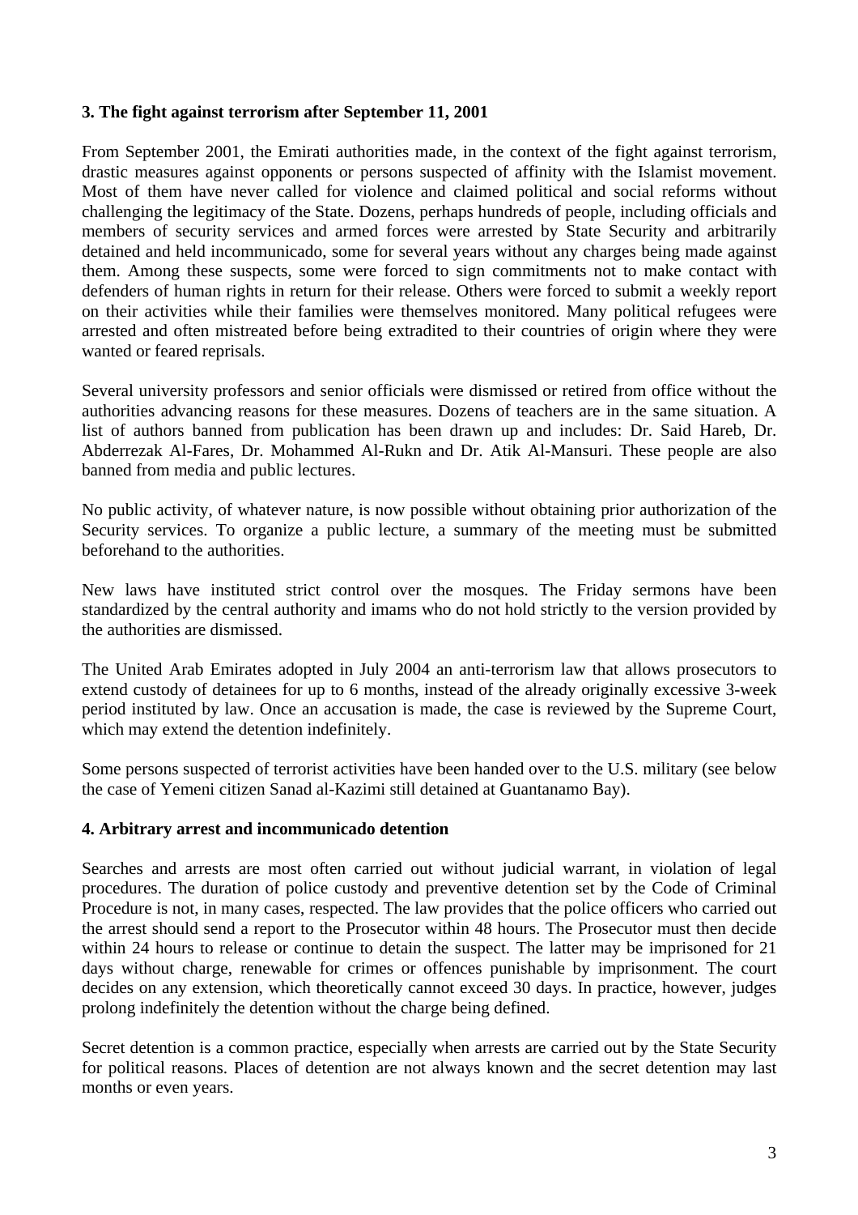**3. The fight against terrorism after September 11, 2001**

From September 2001, the Emirati authorities made, in the context of the fight against terrorism, drastic measures against opponents or persons suspected of affinity with the Islamist movement. Most of them have never called for violence and claimed political and social reforms without challenging the legitimacy of the State. Dozens, perhaps hundreds of people, including officials and members of security services and armed forces were arrested by State Security and arbitrarily detained and held incommunicado, some for several years without any charges being made against them. Among these suspects, some were forced to sign commitments not to make contact with defenders of human rights in return for their release. Others were forced to submit a weekly report on their activities while their families were themselves monitored. Many political refugees were arrested and often mistreated before being extradited to their countries of origin where they were wanted or feared reprisals.

Several university professors and senior officials were dismissed or retired from office without the authorities advancing reasons for these measures. Dozens of teachers are in the same situation. A list of authors banned from publication has been drawn up and includes: Dr. Said Hareb, Dr. Abderrezak Al-Fares, Dr. Mohammed Al-Rukn and Dr. Atik Al-Mansuri. These people are also banned from media and public lectures.

No public activity, of whatever nature, is now possible without obtaining prior authorization of the Security services. To organize a public lecture, a summary of the meeting must be submitted beforehand to the authorities.

New laws have instituted strict control over the mosques. The Friday sermons have been standardized by the central authority and imams who do not hold strictly to the version provided by the authorities are dismissed.

The United Arab Emirates adopted in July 2004 an anti-terrorism law that allows prosecutors to extend custody of detainees for up to 6 months, instead of the already originally excessive 3-week period instituted by law. Once an accusation is made, the case is reviewed by the Supreme Court, which may extend the detention indefinitely.

Some persons suspected of terrorist activities have been handed over to the U.S. military (see below the case of Yemeni citizen Sanad al-Kazimi still detained at Guantanamo Bay).

**4. Arbitrary arrest and incommunicado detention**

Searches and arrests are most often carried out without judicial warrant, in violation of legal procedures. The duration of police custody and preventive detention set by the Code of Criminal Procedure is not, in many cases, respected. The law provides that the police officers who carried out the arrest should send a report to the Prosecutor within 48 hours. The Prosecutor must then decide within 24 hours to release or continue to detain the suspect. The latter may be imprisoned for 21 days without charge, renewable for crimes or offences punishable by imprisonment. The court decides on any extension, which theoretically cannot exceed 30 days. In practice, however, judges prolong indefinitely the detention without the charge being defined.

Secret detention is a common practice, especially when arrests are carried out by the State Security for political reasons. Places of detention are not always known and the secret detention may last months or even years.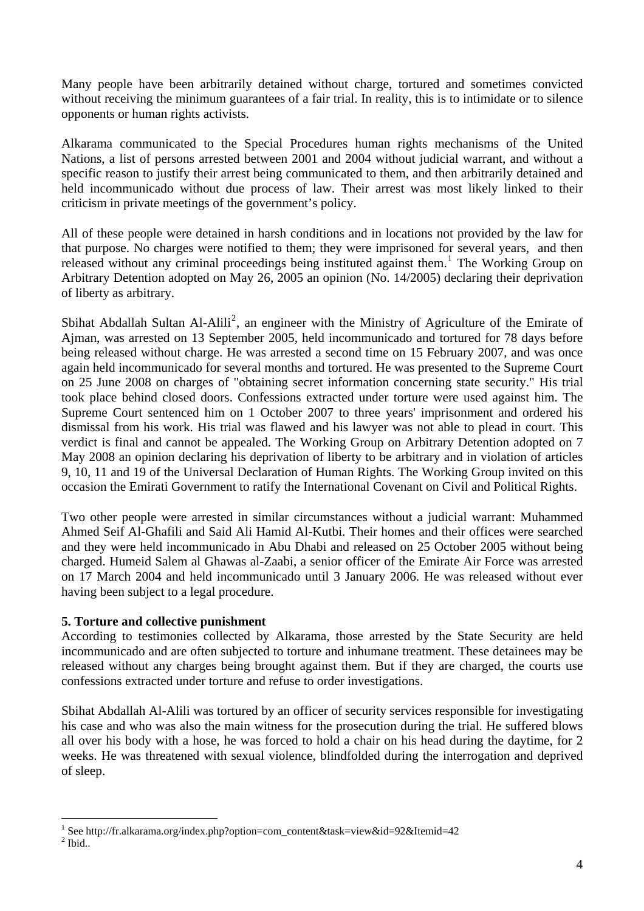Many people have been arbitrarily detained without charge, tortured and sometimes convicted without receiving the minimum guarantees of a fair trial. In reality, this is to intimidate or to silence opponents or human rights activists.

Alkarama communicated to the Special Procedures human rights mechanisms of the United Nations, a list of persons arrested between 2001 and 2004 without judicial warrant, and without a specific reason to justify their arrest being communicated to them, and then arbitrarily detained and held incommunicado without due process of law. Their arrest was most likely linked to their criticism in private meetings of the government's policy.

All of these people were detained in harsh conditions and in locations not provided by the law for that purpose. No charges were notified to them; they were imprisoned for several years, and then released without any criminal proceedings being instituted against them.[1] The Working Group on Arbitrary Detention adopted on May 26, 2005 an opinion (No. 14/2005) declaring their deprivation of liberty as arbitrary.

Sbihat Abdallah Sultan Al-Alili[2], an engineer with the Ministry of Agriculture of the Emirate of Ajman, was arrested on 13 September 2005, held incommunicado and tortured for 78 days before being released without charge. He was arrested a second time on 15 February 2007, and was once again held incommunicado for several months and tortured. He was presented to the Supreme Court on 25 June 2008 on charges of "obtaining secret information concerning state security." His trial took place behind closed doors. Confessions extracted under torture were used against him. The Supreme Court sentenced him on 1 October 2007 to three years' imprisonment and ordered his dismissal from his work. His trial was flawed and his lawyer was not able to plead in court. This verdict is final and cannot be appealed. The Working Group on Arbitrary Detention adopted on 7 May 2008 an opinion declaring his deprivation of liberty to be arbitrary and in violation of articles 9, 10, 11 and 19 of the Universal Declaration of Human Rights. The Working Group invited on this occasion the Emirati Government to ratify the International Covenant on Civil and Political Rights.

Two other people were arrested in similar circumstances without a judicial warrant: Muhammed Ahmed Seif Al-Ghafili and Said Ali Hamid Al-Kutbi. Their homes and their offices were searched and they were held incommunicado in Abu Dhabi and released on 25 October 2005 without being charged. Humeid Salem al Ghawas al-Zaabi, a senior officer of the Emirate Air Force was arrested on 17 March 2004 and held incommunicado until 3 January 2006. He was released without ever having been subject to a legal procedure.

## 5. Torture and collective punishment

According to testimonies collected by Alkarama, those arrested by the State Security are held incommunicado and are often subjected to torture and inhumane treatment. These detainees may be released without any charges being brought against them. But if they are charged, the courts use confessions extracted under torture and refuse to order investigations.

Sbihat Abdallah Al-Alili was tortured by an officer of security services responsible for investigating his case and who was also the main witness for the prosecution during the trial. He suffered blows all over his body with a hose, he was forced to hold a chair on his head during the daytime, for 2 weeks. He was threatened with sexual violence, blindfolded during the interrogation and deprived of sleep.

---

[1] See http://fr.alkarama.org/index.php?option=com_content&task=view&id=92&Itemid=42

[2] Ibid..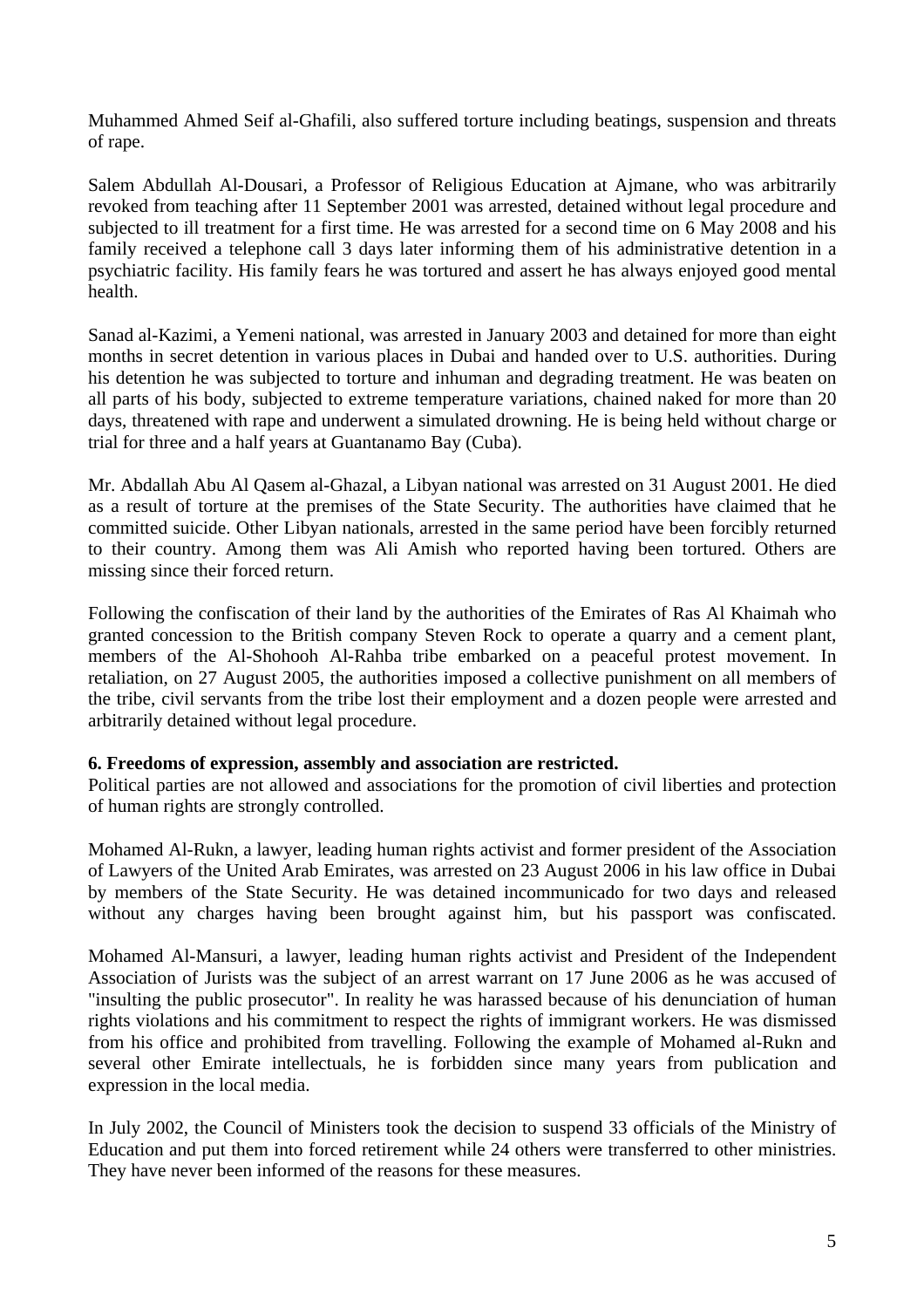Muhammed Ahmed Seif al-Ghafili, also suffered torture including beatings, suspension and threats of rape.

Salem Abdullah Al-Dousari, a Professor of Religious Education at Ajmane, who was arbitrarily revoked from teaching after 11 September 2001 was arrested, detained without legal procedure and subjected to ill treatment for a first time. He was arrested for a second time on 6 May 2008 and his family received a telephone call 3 days later informing them of his administrative detention in a psychiatric facility. His family fears he was tortured and assert he has always enjoyed good mental health.

Sanad al-Kazimi, a Yemeni national, was arrested in January 2003 and detained for more than eight months in secret detention in various places in Dubai and handed over to U.S. authorities. During his detention he was subjected to torture and inhuman and degrading treatment. He was beaten on all parts of his body, subjected to extreme temperature variations, chained naked for more than 20 days, threatened with rape and underwent a simulated drowning. He is being held without charge or trial for three and a half years at Guantanamo Bay (Cuba).

Mr. Abdallah Abu Al Qasem al-Ghazal, a Libyan national was arrested on 31 August 2001. He died as a result of torture at the premises of the State Security. The authorities have claimed that he committed suicide. Other Libyan nationals, arrested in the same period have been forcibly returned to their country. Among them was Ali Amish who reported having been tortured. Others are missing since their forced return.

Following the confiscation of their land by the authorities of the Emirates of Ras Al Khaimah who granted concession to the British company Steven Rock to operate a quarry and a cement plant, members of the Al-Shohooh Al-Rahba tribe embarked on a peaceful protest movement. In retaliation, on 27 August 2005, the authorities imposed a collective punishment on all members of the tribe, civil servants from the tribe lost their employment and a dozen people were arrested and arbitrarily detained without legal procedure.

**6. Freedoms of expression, assembly and association are restricted.**

Political parties are not allowed and associations for the promotion of civil liberties and protection of human rights are strongly controlled.

Mohamed Al-Rukn, a lawyer, leading human rights activist and former president of the Association of Lawyers of the United Arab Emirates, was arrested on 23 August 2006 in his law office in Dubai by members of the State Security. He was detained incommunicado for two days and released without any charges having been brought against him, but his passport was confiscated.

Mohamed Al-Mansuri, a lawyer, leading human rights activist and President of the Independent Association of Jurists was the subject of an arrest warrant on 17 June 2006 as he was accused of "insulting the public prosecutor". In reality he was harassed because of his denunciation of human rights violations and his commitment to respect the rights of immigrant workers. He was dismissed from his office and prohibited from travelling. Following the example of Mohamed al-Rukn and several other Emirate intellectuals, he is forbidden since many years from publication and expression in the local media.

In July 2002, the Council of Ministers took the decision to suspend 33 officials of the Ministry of Education and put them into forced retirement while 24 others were transferred to other ministries. They have never been informed of the reasons for these measures.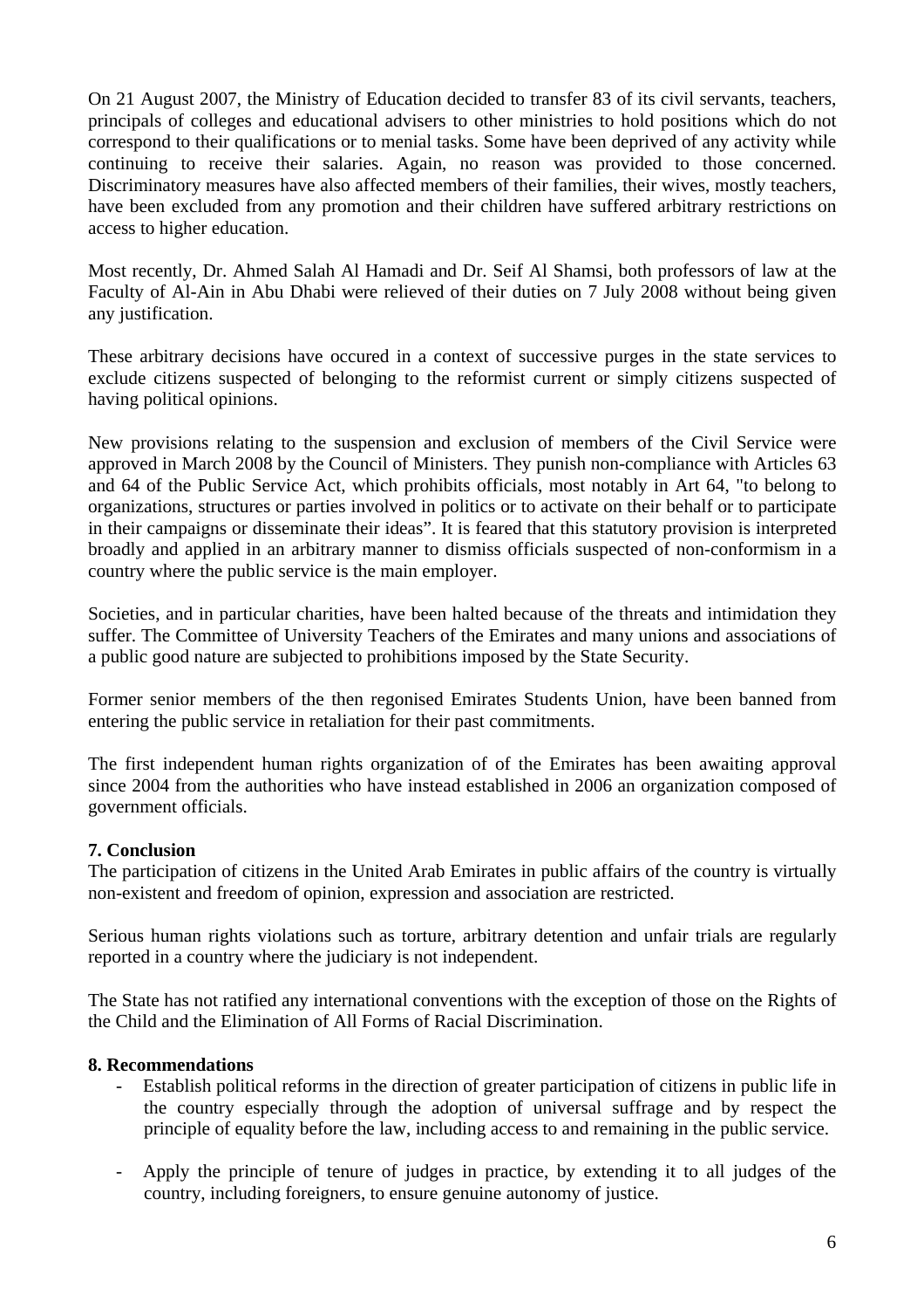On 21 August 2007, the Ministry of Education decided to transfer 83 of its civil servants, teachers, principals of colleges and educational advisers to other ministries to hold positions which do not correspond to their qualifications or to menial tasks. Some have been deprived of any activity while continuing to receive their salaries. Again, no reason was provided to those concerned. Discriminatory measures have also affected members of their families, their wives, mostly teachers, have been excluded from any promotion and their children have suffered arbitrary restrictions on access to higher education.

Most recently, Dr. Ahmed Salah Al Hamadi and Dr. Seif Al Shamsi, both professors of law at the Faculty of Al-Ain in Abu Dhabi were relieved of their duties on 7 July 2008 without being given any justification.

These arbitrary decisions have occured in a context of successive purges in the state services to exclude citizens suspected of belonging to the reformist current or simply citizens suspected of having political opinions.

New provisions relating to the suspension and exclusion of members of the Civil Service were approved in March 2008 by the Council of Ministers. They punish non-compliance with Articles 63 and 64 of the Public Service Act, which prohibits officials, most notably in Art 64, "to belong to organizations, structures or parties involved in politics or to activate on their behalf or to participate in their campaigns or disseminate their ideas". It is feared that this statutory provision is interpreted broadly and applied in an arbitrary manner to dismiss officials suspected of non-conformism in a country where the public service is the main employer.

Societies, and in particular charities, have been halted because of the threats and intimidation they suffer. The Committee of University Teachers of the Emirates and many unions and associations of a public good nature are subjected to prohibitions imposed by the State Security.

Former senior members of the then regonised Emirates Students Union, have been banned from entering the public service in retaliation for their past commitments.

The first independent human rights organization of of the Emirates has been awaiting approval since 2004 from the authorities who have instead established in 2006 an organization composed of government officials.

**7. Conclusion**

The participation of citizens in the United Arab Emirates in public affairs of the country is virtually non-existent and freedom of opinion, expression and association are restricted.

Serious human rights violations such as torture, arbitrary detention and unfair trials are regularly reported in a country where the judiciary is not independent.

The State has not ratified any international conventions with the exception of those on the Rights of the Child and the Elimination of All Forms of Racial Discrimination.

**8. Recommendations**

- Establish political reforms in the direction of greater participation of citizens in public life in the country especially through the adoption of universal suffrage and by respect the principle of equality before the law, including access to and remaining in the public service.

- Apply the principle of tenure of judges in practice, by extending it to all judges of the country, including foreigners, to ensure genuine autonomy of justice.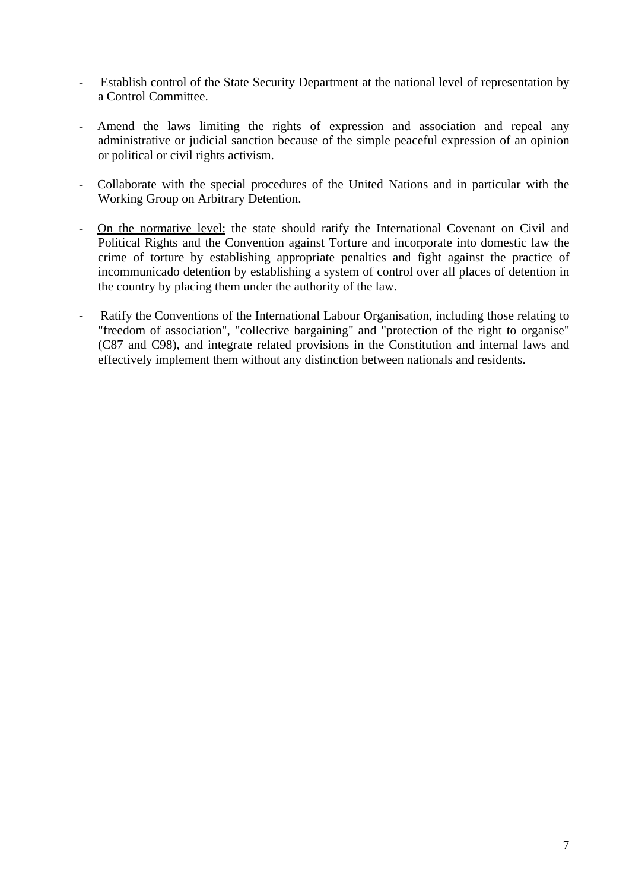- Establish control of the State Security Department at the national level of representation by a Control Committee.

- Amend the laws limiting the rights of expression and association and repeal any administrative or judicial sanction because of the simple peaceful expression of an opinion or political or civil rights activism.

- Collaborate with the special procedures of the United Nations and in particular with the Working Group on Arbitrary Detention.

- <u>On the normative level:</u> the state should ratify the International Covenant on Civil and Political Rights and the Convention against Torture and incorporate into domestic law the crime of torture by establishing appropriate penalties and fight against the practice of incommunicado detention by establishing a system of control over all places of detention in the country by placing them under the authority of the law.

- Ratify the Conventions of the International Labour Organisation, including those relating to "freedom of association", "collective bargaining" and "protection of the right to organise" (C87 and C98), and integrate related provisions in the Constitution and internal laws and effectively implement them without any distinction between nationals and residents.